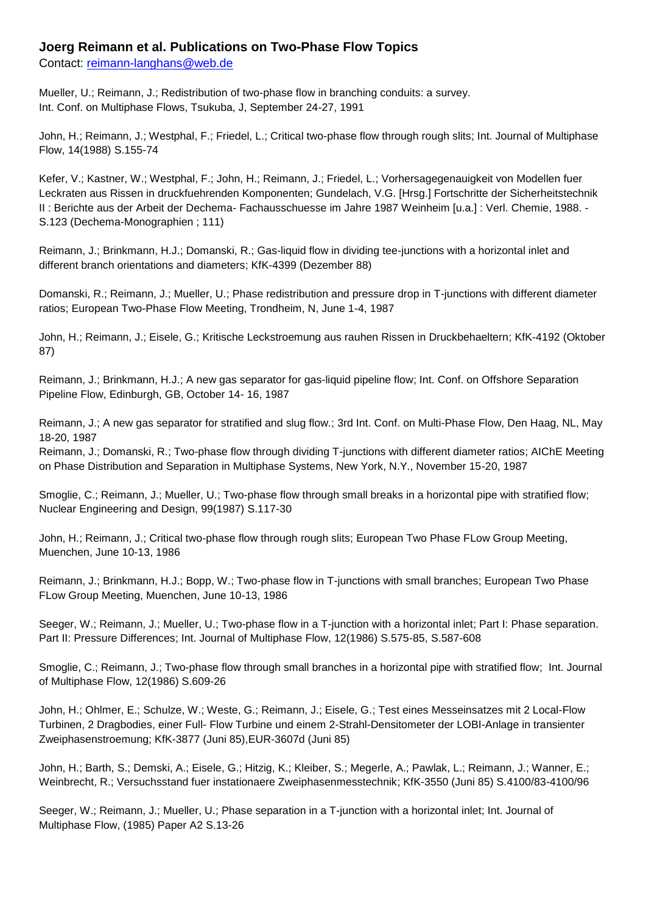# Joerg Reimann et al. Publications on Two-Phase Flow Topics

Contact: reimann-langhans@web.de

Mueller, U.; Reimann, J.; Redistribution of two-phase flow in branching conduits: a survey.
Int. Conf. on Multiphase Flows, Tsukuba, J, September 24-27, 1991

John, H.; Reimann, J.; Westphal, F.; Friedel, L.; Critical two-phase flow through rough slits; Int. Journal of Multiphase Flow, 14(1988) S.155-74

Kefer, V.; Kastner, W.; Westphal, F.; John, H.; Reimann, J.; Friedel, L.; Vorhersagegenauigkeit von Modellen fuer Leckraten aus Rissen in druckfuehrenden Komponenten; Gundelach, V.G. [Hrsg.] Fortschritte der Sicherheitstechnik II : Berichte aus der Arbeit der Dechema- Fachausschuesse im Jahre 1987 Weinheim [u.a.] : Verl. Chemie, 1988. - S.123 (Dechema-Monographien ; 111)

Reimann, J.; Brinkmann, H.J.; Domanski, R.; Gas-liquid flow in dividing tee-junctions with a horizontal inlet and different branch orientations and diameters; KfK-4399 (Dezember 88)

Domanski, R.; Reimann, J.; Mueller, U.; Phase redistribution and pressure drop in T-junctions with different diameter ratios; European Two-Phase Flow Meeting, Trondheim, N, June 1-4, 1987

John, H.; Reimann, J.; Eisele, G.; Kritische Leckstroemung aus rauhen Rissen in Druckbehaeltern; KfK-4192 (Oktober 87)

Reimann, J.; Brinkmann, H.J.; A new gas separator for gas-liquid pipeline flow; Int. Conf. on Offshore Separation Pipeline Flow, Edinburgh, GB, October 14- 16, 1987

Reimann, J.; A new gas separator for stratified and slug flow.; 3rd Int. Conf. on Multi-Phase Flow, Den Haag, NL, May 18-20, 1987
Reimann, J.; Domanski, R.; Two-phase flow through dividing T-junctions with different diameter ratios; AIChE Meeting on Phase Distribution and Separation in Multiphase Systems, New York, N.Y., November 15-20, 1987

Smoglie, C.; Reimann, J.; Mueller, U.; Two-phase flow through small breaks in a horizontal pipe with stratified flow; Nuclear Engineering and Design, 99(1987) S.117-30

John, H.; Reimann, J.; Critical two-phase flow through rough slits; European Two Phase FLow Group Meeting, Muenchen, June 10-13, 1986

Reimann, J.; Brinkmann, H.J.; Bopp, W.; Two-phase flow in T-junctions with small branches; European Two Phase FLow Group Meeting, Muenchen, June 10-13, 1986

Seeger, W.; Reimann, J.; Mueller, U.; Two-phase flow in a T-junction with a horizontal inlet; Part I: Phase separation. Part II: Pressure Differences; Int. Journal of Multiphase Flow, 12(1986) S.575-85, S.587-608

Smoglie, C.; Reimann, J.; Two-phase flow through small branches in a horizontal pipe with stratified flow; Int. Journal of Multiphase Flow, 12(1986) S.609-26

John, H.; Ohlmer, E.; Schulze, W.; Weste, G.; Reimann, J.; Eisele, G.; Test eines Messeinsatzes mit 2 Local-Flow Turbinen, 2 Dragbodies, einer Full- Flow Turbine und einem 2-Strahl-Densitometer der LOBI-Anlage in transienter Zweiphasenstroemung; KfK-3877 (Juni 85),EUR-3607d (Juni 85)

John, H.; Barth, S.; Demski, A.; Eisele, G.; Hitzig, K.; Kleiber, S.; Megerle, A.; Pawlak, L.; Reimann, J.; Wanner, E.; Weinbrecht, R.; Versuchsstand fuer instationaere Zweiphasenmesstechnik; KfK-3550 (Juni 85) S.4100/83-4100/96

Seeger, W.; Reimann, J.; Mueller, U.; Phase separation in a T-junction with a horizontal inlet; Int. Journal of Multiphase Flow, (1985) Paper A2 S.13-26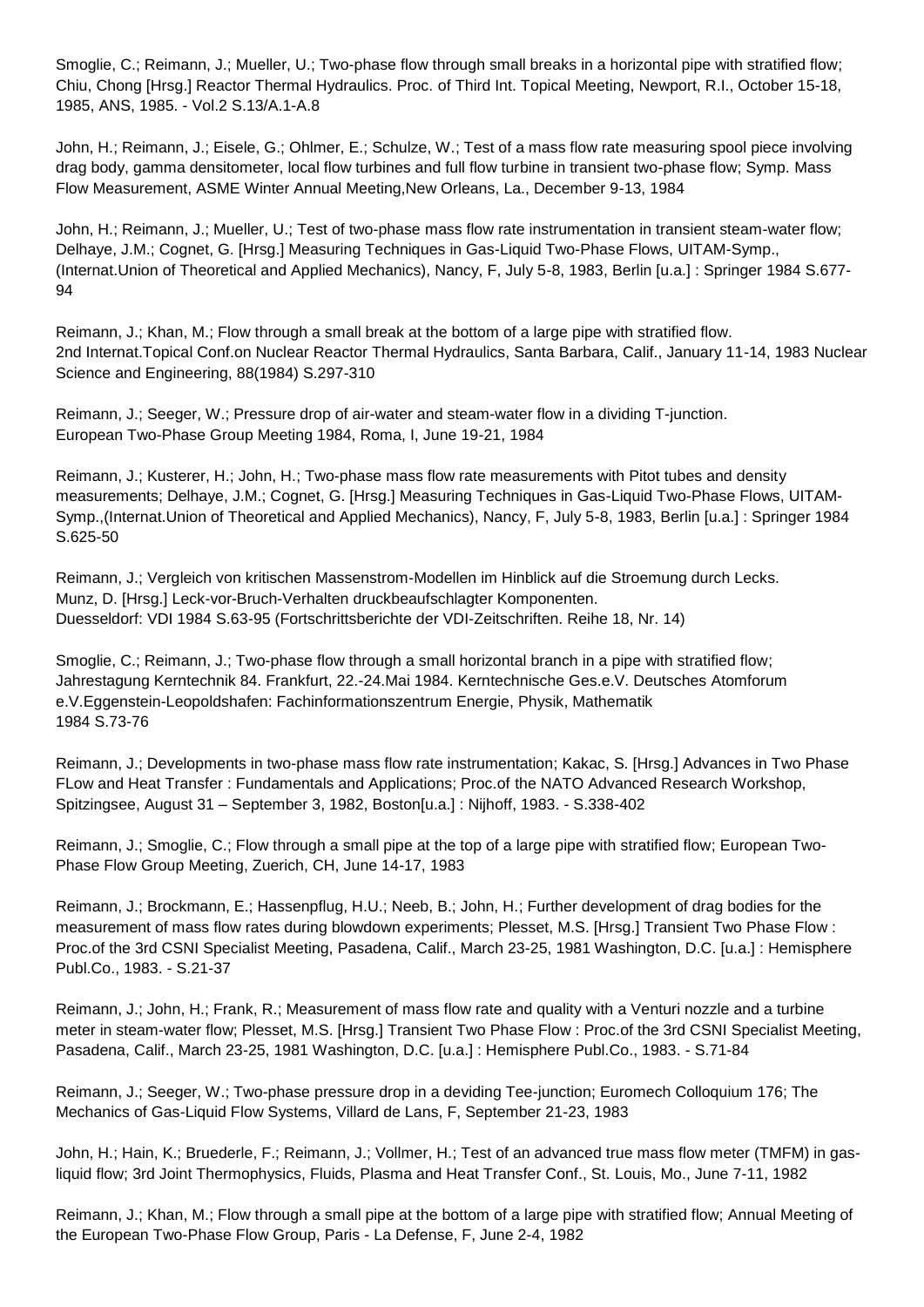Smoglie, C.; Reimann, J.; Mueller, U.; Two-phase flow through small breaks in a horizontal pipe with stratified flow; Chiu, Chong [Hrsg.] Reactor Thermal Hydraulics. Proc. of Third Int. Topical Meeting, Newport, R.I., October 15-18, 1985, ANS, 1985. - Vol.2 S.13/A.1-A.8

John, H.; Reimann, J.; Eisele, G.; Ohlmer, E.; Schulze, W.; Test of a mass flow rate measuring spool piece involving drag body, gamma densitometer, local flow turbines and full flow turbine in transient two-phase flow; Symp. Mass Flow Measurement, ASME Winter Annual Meeting,New Orleans, La., December 9-13, 1984

John, H.; Reimann, J.; Mueller, U.; Test of two-phase mass flow rate instrumentation in transient steam-water flow; Delhaye, J.M.; Cognet, G. [Hrsg.] Measuring Techniques in Gas-Liquid Two-Phase Flows, UITAM-Symp., (Internat.Union of Theoretical and Applied Mechanics), Nancy, F, July 5-8, 1983, Berlin [u.a.] : Springer 1984 S.677-94

Reimann, J.; Khan, M.; Flow through a small break at the bottom of a large pipe with stratified flow. 2nd Internat.Topical Conf.on Nuclear Reactor Thermal Hydraulics, Santa Barbara, Calif., January 11-14, 1983 Nuclear Science and Engineering, 88(1984) S.297-310

Reimann, J.; Seeger, W.; Pressure drop of air-water and steam-water flow in a dividing T-junction. European Two-Phase Group Meeting 1984, Roma, I, June 19-21, 1984

Reimann, J.; Kusterer, H.; John, H.; Two-phase mass flow rate measurements with Pitot tubes and density measurements; Delhaye, J.M.; Cognet, G. [Hrsg.] Measuring Techniques in Gas-Liquid Two-Phase Flows, UITAM-Symp.,(Internat.Union of Theoretical and Applied Mechanics), Nancy, F, July 5-8, 1983, Berlin [u.a.] : Springer 1984 S.625-50

Reimann, J.; Vergleich von kritischen Massenstrom-Modellen im Hinblick auf die Stroemung durch Lecks. Munz, D. [Hrsg.] Leck-vor-Bruch-Verhalten druckbeaufschlagter Komponenten. Duesseldorf: VDI 1984 S.63-95 (Fortschrittsberichte der VDI-Zeitschriften. Reihe 18, Nr. 14)

Smoglie, C.; Reimann, J.; Two-phase flow through a small horizontal branch in a pipe with stratified flow; Jahrestagung Kerntechnik 84. Frankfurt, 22.-24.Mai 1984. Kerntechnische Ges.e.V. Deutsches Atomforum e.V.Eggenstein-Leopoldshafen: Fachinformationszentrum Energie, Physik, Mathematik 1984 S.73-76

Reimann, J.; Developments in two-phase mass flow rate instrumentation; Kakac, S. [Hrsg.] Advances in Two Phase FLow and Heat Transfer : Fundamentals and Applications; Proc.of the NATO Advanced Research Workshop, Spitzingsee, August 31 – September 3, 1982, Boston[u.a.] : Nijhoff, 1983. - S.338-402

Reimann, J.; Smoglie, C.; Flow through a small pipe at the top of a large pipe with stratified flow; European Two-Phase Flow Group Meeting, Zuerich, CH, June 14-17, 1983

Reimann, J.; Brockmann, E.; Hassenpflug, H.U.; Neeb, B.; John, H.; Further development of drag bodies for the measurement of mass flow rates during blowdown experiments; Plesset, M.S. [Hrsg.] Transient Two Phase Flow : Proc.of the 3rd CSNI Specialist Meeting, Pasadena, Calif., March 23-25, 1981 Washington, D.C. [u.a.] : Hemisphere Publ.Co., 1983. - S.21-37

Reimann, J.; John, H.; Frank, R.; Measurement of mass flow rate and quality with a Venturi nozzle and a turbine meter in steam-water flow; Plesset, M.S. [Hrsg.] Transient Two Phase Flow : Proc.of the 3rd CSNI Specialist Meeting, Pasadena, Calif., March 23-25, 1981 Washington, D.C. [u.a.] : Hemisphere Publ.Co., 1983. - S.71-84

Reimann, J.; Seeger, W.; Two-phase pressure drop in a deviding Tee-junction; Euromech Colloquium 176; The Mechanics of Gas-Liquid Flow Systems, Villard de Lans, F, September 21-23, 1983

John, H.; Hain, K.; Bruederle, F.; Reimann, J.; Vollmer, H.; Test of an advanced true mass flow meter (TMFM) in gas-liquid flow; 3rd Joint Thermophysics, Fluids, Plasma and Heat Transfer Conf., St. Louis, Mo., June 7-11, 1982

Reimann, J.; Khan, M.; Flow through a small pipe at the bottom of a large pipe with stratified flow; Annual Meeting of the European Two-Phase Flow Group, Paris - La Defense, F, June 2-4, 1982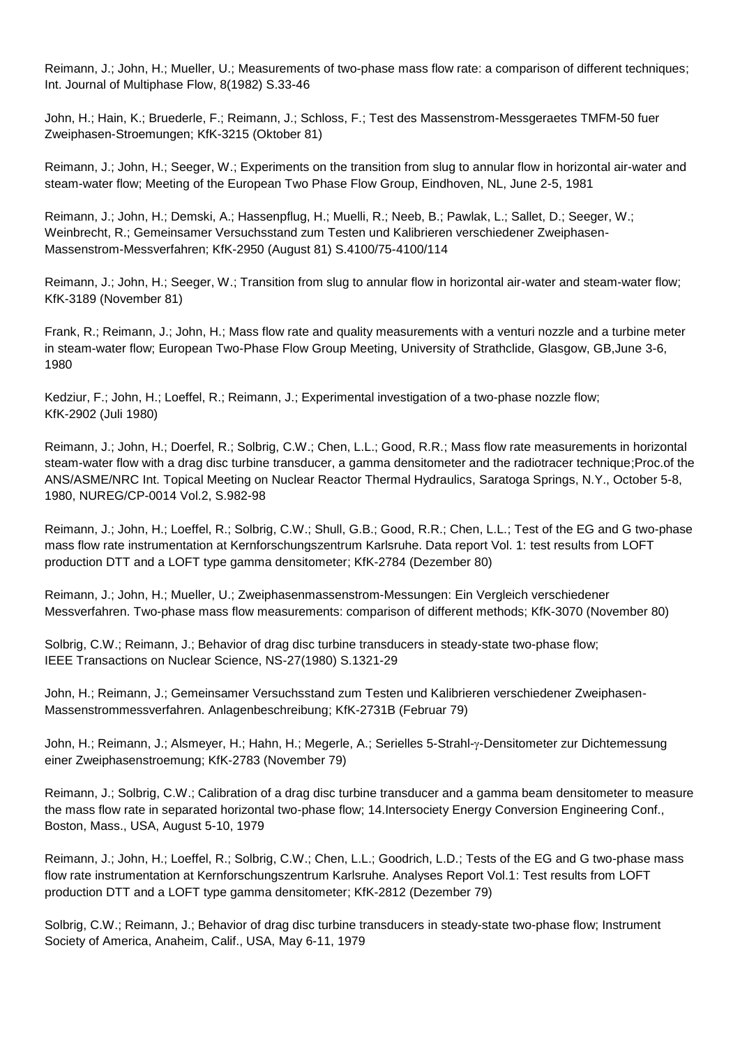Reimann, J.; John, H.; Mueller, U.; Measurements of two-phase mass flow rate: a comparison of different techniques; Int. Journal of Multiphase Flow, 8(1982) S.33-46

John, H.; Hain, K.; Bruederle, F.; Reimann, J.; Schloss, F.; Test des Massenstrom-Messgeraetes TMFM-50 fuer Zweiphasen-Stroemungen; KfK-3215 (Oktober 81)

Reimann, J.; John, H.; Seeger, W.; Experiments on the transition from slug to annular flow in horizontal air-water and steam-water flow; Meeting of the European Two Phase Flow Group, Eindhoven, NL, June 2-5, 1981

Reimann, J.; John, H.; Demski, A.; Hassenpflug, H.; Muelli, R.; Neeb, B.; Pawlak, L.; Sallet, D.; Seeger, W.; Weinbrecht, R.; Gemeinsamer Versuchsstand zum Testen und Kalibrieren verschiedener Zweiphasen-Massenstrom-Messverfahren; KfK-2950 (August 81) S.4100/75-4100/114

Reimann, J.; John, H.; Seeger, W.; Transition from slug to annular flow in horizontal air-water and steam-water flow; KfK-3189 (November 81)

Frank, R.; Reimann, J.; John, H.; Mass flow rate and quality measurements with a venturi nozzle and a turbine meter in steam-water flow; European Two-Phase Flow Group Meeting, University of Strathclide, Glasgow, GB,June 3-6, 1980

Kedziur, F.; John, H.; Loeffel, R.; Reimann, J.; Experimental investigation of a two-phase nozzle flow; KfK-2902 (Juli 1980)

Reimann, J.; John, H.; Doerfel, R.; Solbrig, C.W.; Chen, L.L.; Good, R.R.; Mass flow rate measurements in horizontal steam-water flow with a drag disc turbine transducer, a gamma densitometer and the radiotracer technique;Proc.of the ANS/ASME/NRC Int. Topical Meeting on Nuclear Reactor Thermal Hydraulics, Saratoga Springs, N.Y., October 5-8, 1980, NUREG/CP-0014 Vol.2, S.982-98

Reimann, J.; John, H.; Loeffel, R.; Solbrig, C.W.; Shull, G.B.; Good, R.R.; Chen, L.L.; Test of the EG and G two-phase mass flow rate instrumentation at Kernforschungszentrum Karlsruhe. Data report Vol. 1: test results from LOFT production DTT and a LOFT type gamma densitometer; KfK-2784 (Dezember 80)

Reimann, J.; John, H.; Mueller, U.; Zweiphasenmassenstrom-Messungen: Ein Vergleich verschiedener Messverfahren. Two-phase mass flow measurements: comparison of different methods; KfK-3070 (November 80)

Solbrig, C.W.; Reimann, J.; Behavior of drag disc turbine transducers in steady-state two-phase flow; IEEE Transactions on Nuclear Science, NS-27(1980) S.1321-29

John, H.; Reimann, J.; Gemeinsamer Versuchsstand zum Testen und Kalibrieren verschiedener Zweiphasen-Massenstrommessverfahren. Anlagenbeschreibung; KfK-2731B (Februar 79)

John, H.; Reimann, J.; Alsmeyer, H.; Hahn, H.; Megerle, A.; Serielles 5-Strahl-γ-Densitometer zur Dichtemessung einer Zweiphasenstroemung; KfK-2783 (November 79)

Reimann, J.; Solbrig, C.W.; Calibration of a drag disc turbine transducer and a gamma beam densitometer to measure the mass flow rate in separated horizontal two-phase flow; 14.Intersociety Energy Conversion Engineering Conf., Boston, Mass., USA, August 5-10, 1979

Reimann, J.; John, H.; Loeffel, R.; Solbrig, C.W.; Chen, L.L.; Goodrich, L.D.; Tests of the EG and G two-phase mass flow rate instrumentation at Kernforschungszentrum Karlsruhe. Analyses Report Vol.1: Test results from LOFT production DTT and a LOFT type gamma densitometer; KfK-2812 (Dezember 79)

Solbrig, C.W.; Reimann, J.; Behavior of drag disc turbine transducers in steady-state two-phase flow; Instrument Society of America, Anaheim, Calif., USA, May 6-11, 1979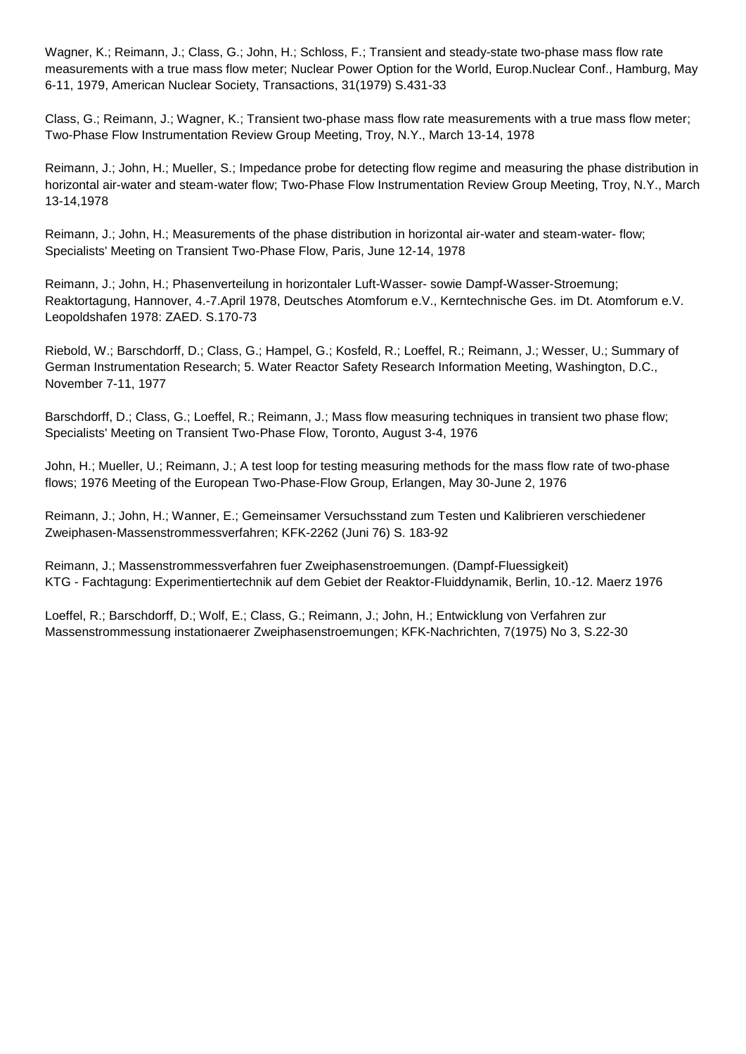Wagner, K.; Reimann, J.; Class, G.; John, H.; Schloss, F.; Transient and steady-state two-phase mass flow rate measurements with a true mass flow meter; Nuclear Power Option for the World, Europ.Nuclear Conf., Hamburg, May 6-11, 1979, American Nuclear Society, Transactions, 31(1979) S.431-33

Class, G.; Reimann, J.; Wagner, K.; Transient two-phase mass flow rate measurements with a true mass flow meter; Two-Phase Flow Instrumentation Review Group Meeting, Troy, N.Y., March 13-14, 1978

Reimann, J.; John, H.; Mueller, S.; Impedance probe for detecting flow regime and measuring the phase distribution in horizontal air-water and steam-water flow; Two-Phase Flow Instrumentation Review Group Meeting, Troy, N.Y., March 13-14,1978

Reimann, J.; John, H.; Measurements of the phase distribution in horizontal air-water and steam-water- flow; Specialists' Meeting on Transient Two-Phase Flow, Paris, June 12-14, 1978

Reimann, J.; John, H.; Phasenverteilung in horizontaler Luft-Wasser- sowie Dampf-Wasser-Stroemung; Reaktortagung, Hannover, 4.-7.April 1978, Deutsches Atomforum e.V., Kerntechnische Ges. im Dt. Atomforum e.V. Leopoldshafen 1978: ZAED. S.170-73

Riebold, W.; Barschdorff, D.; Class, G.; Hampel, G.; Kosfeld, R.; Loeffel, R.; Reimann, J.; Wesser, U.; Summary of German Instrumentation Research; 5. Water Reactor Safety Research Information Meeting, Washington, D.C., November 7-11, 1977

Barschdorff, D.; Class, G.; Loeffel, R.; Reimann, J.; Mass flow measuring techniques in transient two phase flow; Specialists' Meeting on Transient Two-Phase Flow, Toronto, August 3-4, 1976

John, H.; Mueller, U.; Reimann, J.; A test loop for testing measuring methods for the mass flow rate of two-phase flows; 1976 Meeting of the European Two-Phase-Flow Group, Erlangen, May 30-June 2, 1976

Reimann, J.; John, H.; Wanner, E.; Gemeinsamer Versuchsstand zum Testen und Kalibrieren verschiedener Zweiphasen-Massenstrommessverfahren; KFK-2262 (Juni 76) S. 183-92

Reimann, J.; Massenstrommessverfahren fuer Zweiphasenstroemungen. (Dampf-Fluessigkeit) KTG - Fachtagung: Experimentiertechnik auf dem Gebiet der Reaktor-Fluiddynamik, Berlin, 10.-12. Maerz 1976

Loeffel, R.; Barschdorff, D.; Wolf, E.; Class, G.; Reimann, J.; John, H.; Entwicklung von Verfahren zur Massenstrommessung instationaerer Zweiphasenstroemungen; KFK-Nachrichten, 7(1975) No 3, S.22-30